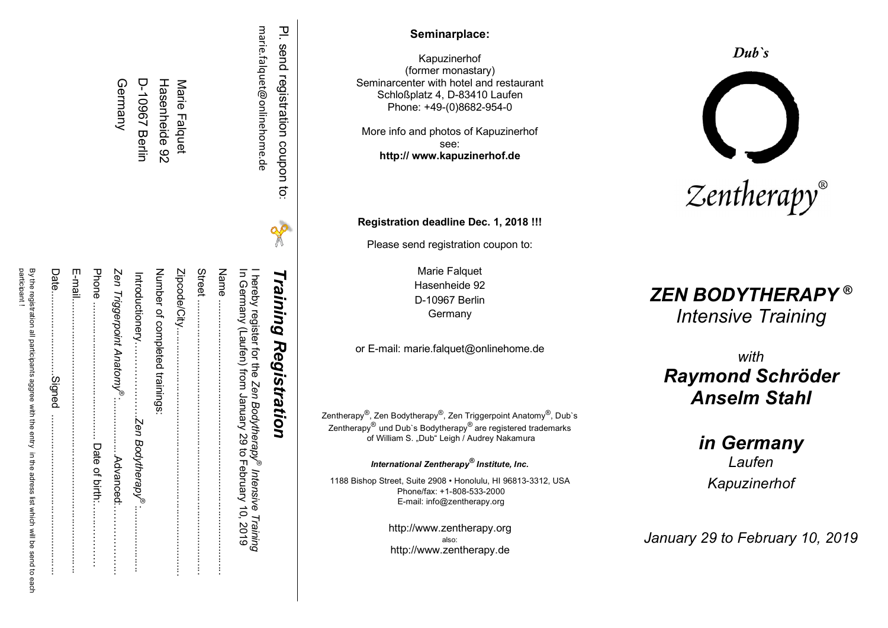Pl. send registration coupon to:

marie.falquet@onlinehome.de

Marie Falquet
Hasenheide 92
D-10967 Berlin
Germany

## Training Registration

I hereby register for the *Zen Bodytherapy® Intensive Training* In Germany (Laufen) from January 29 to February 10, 2019

Name ……………………………………………………………

Street ……………………………………………………………

Zipcode/City……………………………………………………

Number of completed trainings:

Introductionery……………*Zen Bodytherapy®*:……………

*Zen Triggerpoint Anatomy®*:…………Advanced:…………

Phone ……………………………Date of birth……………

E-mail………………………………………………………

Date………………………Signed ……………………………

By the registration all participants aggree with the entry in the adress list which will be send to each participant !

**Seminarplace:**

Kapuzinerhof
(former monastary)
Seminarcenter with hotel and restaurant
Schloßplatz 4, D-83410 Laufen
Phone: +49-(0)8682-954-0

More info and photos of Kapuzinerhof see:
**http:// www.kapuzinerhof.de**

**Registration deadline Dec. 1, 2018 !!!**

Please send registration coupon to:

Marie Falquet
Hasenheide 92
D-10967 Berlin
Germany

or E-mail: marie.falquet@onlinehome.de

Zentherapy®, Zen Bodytherapy®, Zen Triggerpoint Anatomy®, Dub`s Zentherapy® und Dub`s Bodytherapy® are registered trademarks of William S. „Dub" Leigh / Audrey Nakamura

***International Zentherapy® Institute, Inc.***

1188 Bishop Street, Suite 2908 • Honolulu, HI 96813-3312, USA
Phone/fax: +1-808-533-2000
E-mail: info@zentherapy.org

http://www.zentherapy.org
also:
http://www.zentherapy.de

*Dub`s*

*Zentherapy®*

# *ZEN BODYTHERAPY ®*
## *Intensive Training*

*with*

## *Raymond Schröder*
## *Anselm Stahl*

## *in Germany*
*Laufen*

*Kapuzinerhof*

*January 29 to February 10, 2019*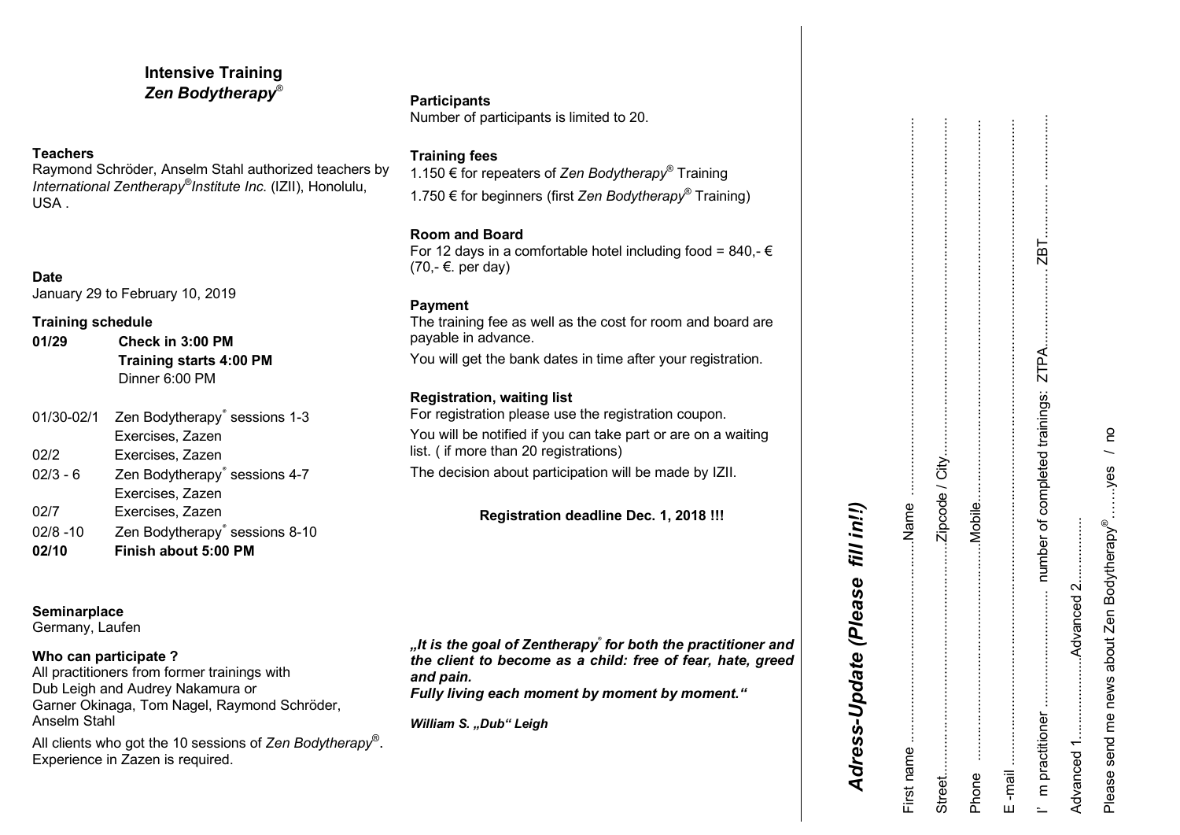## Intensive Training
### *Zen Bodytherapy*®

**Teachers**
Raymond Schröder, Anselm Stahl authorized teachers by *International Zentherapy®Institute Inc.* (IZII), Honolulu, USA .

**Date**
January 29 to February 10, 2019

**Training schedule**

| | |
|---|---|
| **01/29** | **Check in 3:00 PM** |
| | **Training starts 4:00 PM** |
| | Dinner 6:00 PM |
| 01/30-02/1 | Zen Bodytherapy® sessions 1-3 |
| | Exercises, Zazen |
| 02/2 | Exercises, Zazen |
| 02/3 - 6 | Zen Bodytherapy® sessions 4-7 |
| | Exercises, Zazen |
| 02/7 | Exercises, Zazen |
| 02/8 -10 | Zen Bodytherapy® sessions 8-10 |
| **02/10** | **Finish about 5:00 PM** |

**Seminarplace**
Germany, Laufen

**Who can participate ?**
All practitioners from former trainings with Dub Leigh and Audrey Nakamura or Garner Okinaga, Tom Nagel, Raymond Schröder, Anselm Stahl

All clients who got the 10 sessions of *Zen Bodytherapy*®. Experience in Zazen is required.

**Participants**
Number of participants is limited to 20.

**Training fees**
1.150 € for repeaters of *Zen Bodytherapy*® Training
1.750 € for beginners (first *Zen Bodytherapy*® Training)

**Room and Board**
For 12 days in a comfortable hotel including food = 840,- € (70,- €. per day)

**Payment**
The training fee as well as the cost for room and board are payable in advance.

You will get the bank dates in time after your registration.

**Registration, waiting list**
For registration please use the registration coupon.

You will be notified if you can take part or are on a waiting list. ( if more than 20 registrations)

The decision about participation will be made by IZII.

**Registration deadline Dec. 1, 2018 !!!**

***„It is the goal of Zentherapy® for both the practitioner and the client to become as a child: free of fear, hate, greed and pain.***
***Fully living each moment by moment by moment.“***

***William S. „Dub“ Leigh***

## *Adress-Update (Please fill in!!)*

First name ..............................Name ..............................

Street..............................Zipcode / City..............................

Phone ..............................Mobile..............................

E -mail ..............................

I' m practitioner .............. number of completed trainings: ZTPA.............. ZBT..............

Advanced 1..............Advanced 2..............

Please send me news about Zen Bodytherapy®.......yes / no